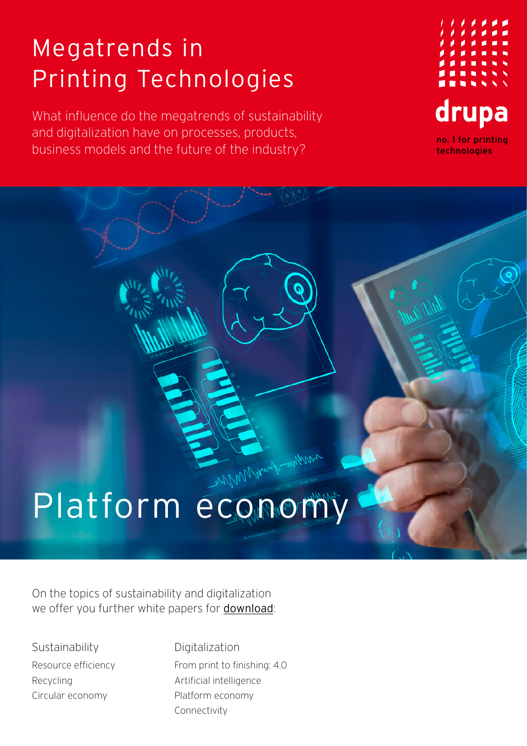# Megatrends in Printing Technologies

What influence do the megatrends of sustainability and digitalization have on processes, products, business models and the future of the industry?

drupa

no. 1 for printing technologies

# Platform economy

On the topics of sustainability and digitalization we offer you further white papers for download:

**Sustainability**

- Resource efficiency
- Recycling
- Circular economy

**Digitalization**

- From print to finishing: 4.0
- Artificial intelligence
- Platform economy
- Connectivity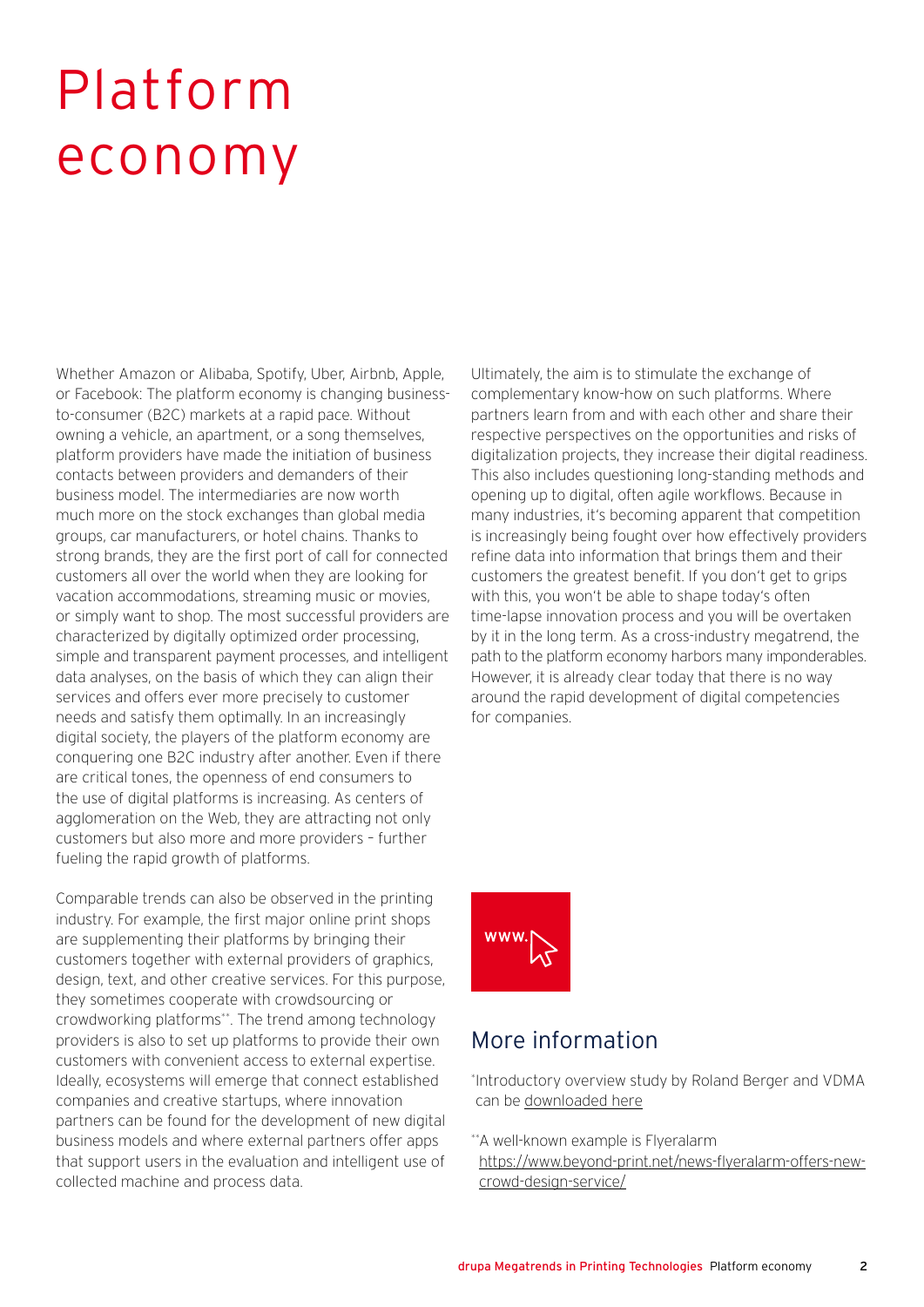# Platform economy

Whether Amazon or Alibaba, Spotify, Uber, Airbnb, Apple, or Facebook: The platform economy is changing business-to-consumer (B2C) markets at a rapid pace. Without owning a vehicle, an apartment, or a song themselves, platform providers have made the initiation of business contacts between providers and demanders of their business model. The intermediaries are now worth much more on the stock exchanges than global media groups, car manufacturers, or hotel chains. Thanks to strong brands, they are the first port of call for connected customers all over the world when they are looking for vacation accommodations, streaming music or movies, or simply want to shop. The most successful providers are characterized by digitally optimized order processing, simple and transparent payment processes, and intelligent data analyses, on the basis of which they can align their services and offers ever more precisely to customer needs and satisfy them optimally. In an increasingly digital society, the players of the platform economy are conquering one B2C industry after another. Even if there are critical tones, the openness of end consumers to the use of digital platforms is increasing. As centers of agglomeration on the Web, they are attracting not only customers but also more and more providers – further fueling the rapid growth of platforms.

Comparable trends can also be observed in the printing industry. For example, the first major online print shops are supplementing their platforms by bringing their customers together with external providers of graphics, design, text, and other creative services. For this purpose, they sometimes cooperate with crowdsourcing or crowdworking platforms**. The trend among technology providers is also to set up platforms to provide their own customers with convenient access to external expertise. Ideally, ecosystems will emerge that connect established companies and creative startups, where innovation partners can be found for the development of new digital business models and where external partners offer apps that support users in the evaluation and intelligent use of collected machine and process data.

Ultimately, the aim is to stimulate the exchange of complementary know-how on such platforms. Where partners learn from and with each other and share their respective perspectives on the opportunities and risks of digitalization projects, they increase their digital readiness. This also includes questioning long-standing methods and opening up to digital, often agile workflows. Because in many industries, it's becoming apparent that competition is increasingly being fought over how effectively providers refine data into information that brings them and their customers the greatest benefit. If you don't get to grips with this, you won't be able to shape today's often time-lapse innovation process and you will be overtaken by it in the long term. As a cross-industry megatrend, the path to the platform economy harbors many imponderables. However, it is already clear today that there is no way around the rapid development of digital competencies for companies.

## More information

*Introductory overview study by Roland Berger and VDMA can be downloaded here

**A well-known example is Flyeralarm
https://www.beyond-print.net/news-flyeralarm-offers-new-crowd-design-service/